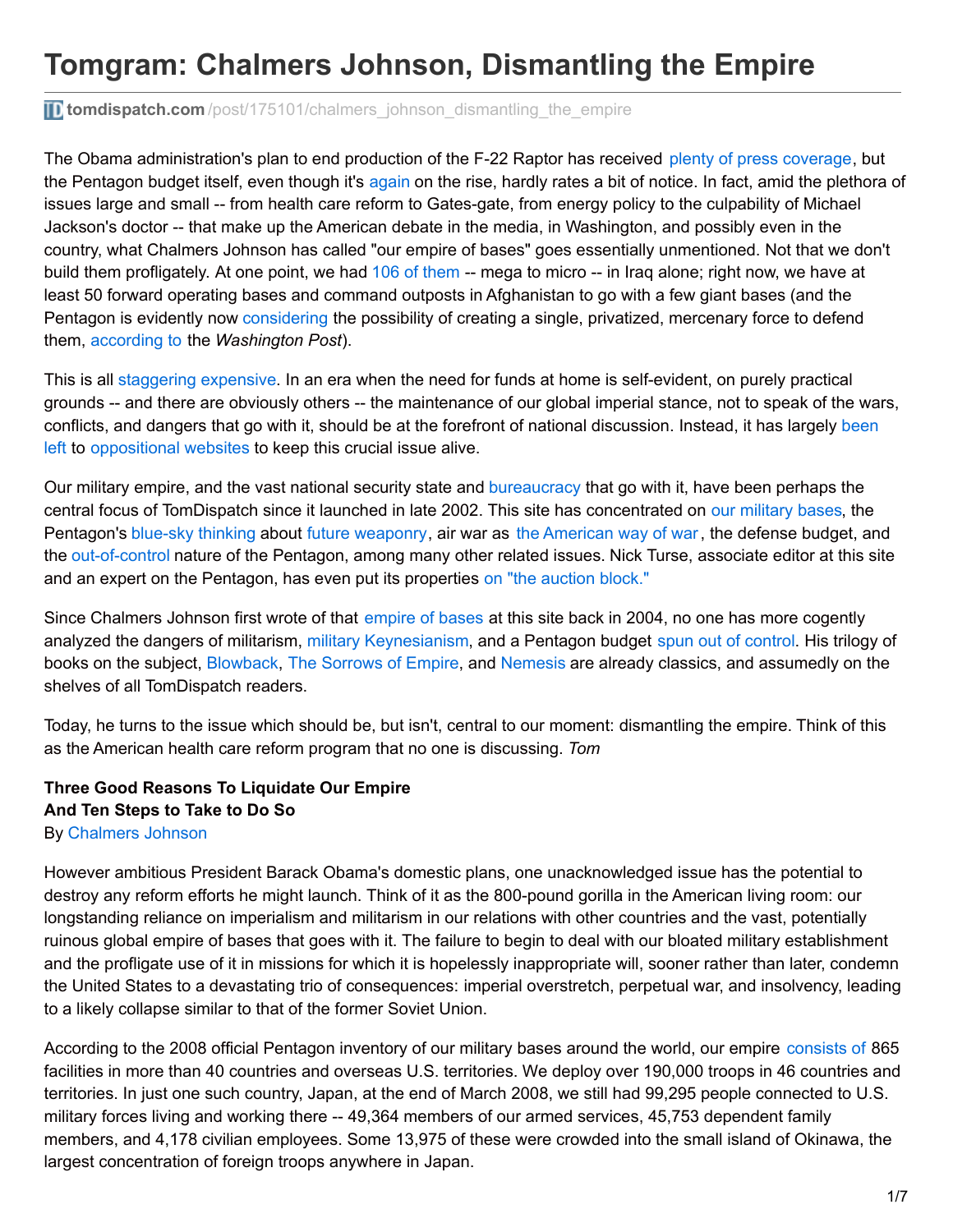# Tomgram: Chalmers Johnson, Dismantling the Empire

tomdispatch.com/post/175101/chalmers_johnson_dismantling_the_empire

The Obama administration's plan to end production of the F-22 Raptor has received plenty of press coverage, but the Pentagon budget itself, even though it's again on the rise, hardly rates a bit of notice. In fact, amid the plethora of issues large and small -- from health care reform to Gates-gate, from energy policy to the culpability of Michael Jackson's doctor -- that make up the American debate in the media, in Washington, and possibly even in the country, what Chalmers Johnson has called "our empire of bases" goes essentially unmentioned. Not that we don't build them profligately. At one point, we had 106 of them -- mega to micro -- in Iraq alone; right now, we have at least 50 forward operating bases and command outposts in Afghanistan to go with a few giant bases (and the Pentagon is evidently now considering the possibility of creating a single, privatized, mercenary force to defend them, according to the *Washington Post*).

This is all staggering expensive. In an era when the need for funds at home is self-evident, on purely practical grounds -- and there are obviously others -- the maintenance of our global imperial stance, not to speak of the wars, conflicts, and dangers that go with it, should be at the forefront of national discussion. Instead, it has largely been left to oppositional websites to keep this crucial issue alive.

Our military empire, and the vast national security state and bureaucracy that go with it, have been perhaps the central focus of TomDispatch since it launched in late 2002. This site has concentrated on our military bases, the Pentagon's blue-sky thinking about future weaponry, air war as the American way of war, the defense budget, and the out-of-control nature of the Pentagon, among many other related issues. Nick Turse, associate editor at this site and an expert on the Pentagon, has even put its properties on "the auction block."

Since Chalmers Johnson first wrote of that empire of bases at this site back in 2004, no one has more cogently analyzed the dangers of militarism, military Keynesianism, and a Pentagon budget spun out of control. His trilogy of books on the subject, Blowback, The Sorrows of Empire, and Nemesis are already classics, and assumedly on the shelves of all TomDispatch readers.

Today, he turns to the issue which should be, but isn't, central to our moment: dismantling the empire. Think of this as the American health care reform program that no one is discussing. *Tom*

**Three Good Reasons To Liquidate Our Empire**
**And Ten Steps to Take to Do So**
By Chalmers Johnson

However ambitious President Barack Obama's domestic plans, one unacknowledged issue has the potential to destroy any reform efforts he might launch. Think of it as the 800-pound gorilla in the American living room: our longstanding reliance on imperialism and militarism in our relations with other countries and the vast, potentially ruinous global empire of bases that goes with it. The failure to begin to deal with our bloated military establishment and the profligate use of it in missions for which it is hopelessly inappropriate will, sooner rather than later, condemn the United States to a devastating trio of consequences: imperial overstretch, perpetual war, and insolvency, leading to a likely collapse similar to that of the former Soviet Union.

According to the 2008 official Pentagon inventory of our military bases around the world, our empire consists of 865 facilities in more than 40 countries and overseas U.S. territories. We deploy over 190,000 troops in 46 countries and territories. In just one such country, Japan, at the end of March 2008, we still had 99,295 people connected to U.S. military forces living and working there -- 49,364 members of our armed services, 45,753 dependent family members, and 4,178 civilian employees. Some 13,975 of these were crowded into the small island of Okinawa, the largest concentration of foreign troops anywhere in Japan.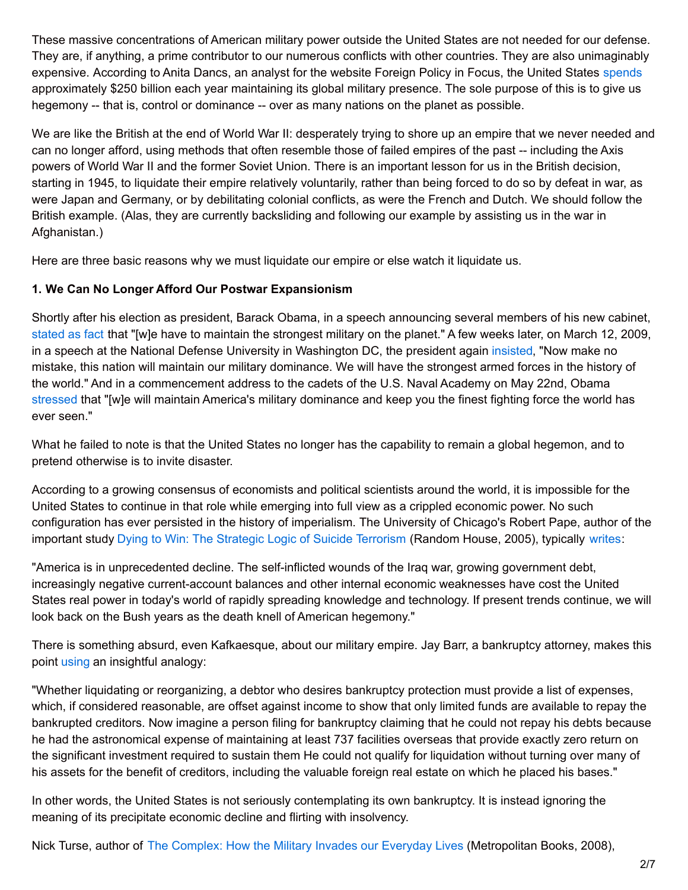These massive concentrations of American military power outside the United States are not needed for our defense. They are, if anything, a prime contributor to our numerous conflicts with other countries. They are also unimaginably expensive. According to Anita Dancs, an analyst for the website Foreign Policy in Focus, the United States spends approximately $250 billion each year maintaining its global military presence. The sole purpose of this is to give us hegemony -- that is, control or dominance -- over as many nations on the planet as possible.

We are like the British at the end of World War II: desperately trying to shore up an empire that we never needed and can no longer afford, using methods that often resemble those of failed empires of the past -- including the Axis powers of World War II and the former Soviet Union. There is an important lesson for us in the British decision, starting in 1945, to liquidate their empire relatively voluntarily, rather than being forced to do so by defeat in war, as were Japan and Germany, or by debilitating colonial conflicts, as were the French and Dutch. We should follow the British example. (Alas, they are currently backsliding and following our example by assisting us in the war in Afghanistan.)

Here are three basic reasons why we must liquidate our empire or else watch it liquidate us.

**1. We Can No Longer Afford Our Postwar Expansionism**

Shortly after his election as president, Barack Obama, in a speech announcing several members of his new cabinet, stated as fact that "[w]e have to maintain the strongest military on the planet." A few weeks later, on March 12, 2009, in a speech at the National Defense University in Washington DC, the president again insisted, "Now make no mistake, this nation will maintain our military dominance. We will have the strongest armed forces in the history of the world." And in a commencement address to the cadets of the U.S. Naval Academy on May 22nd, Obama stressed that "[w]e will maintain America's military dominance and keep you the finest fighting force the world has ever seen."

What he failed to note is that the United States no longer has the capability to remain a global hegemon, and to pretend otherwise is to invite disaster.

According to a growing consensus of economists and political scientists around the world, it is impossible for the United States to continue in that role while emerging into full view as a crippled economic power. No such configuration has ever persisted in the history of imperialism. The University of Chicago's Robert Pape, author of the important study Dying to Win: The Strategic Logic of Suicide Terrorism (Random House, 2005), typically writes:

"America is in unprecedented decline. The self-inflicted wounds of the Iraq war, growing government debt, increasingly negative current-account balances and other internal economic weaknesses have cost the United States real power in today's world of rapidly spreading knowledge and technology. If present trends continue, we will look back on the Bush years as the death knell of American hegemony."

There is something absurd, even Kafkaesque, about our military empire. Jay Barr, a bankruptcy attorney, makes this point using an insightful analogy:

"Whether liquidating or reorganizing, a debtor who desires bankruptcy protection must provide a list of expenses, which, if considered reasonable, are offset against income to show that only limited funds are available to repay the bankrupted creditors. Now imagine a person filing for bankruptcy claiming that he could not repay his debts because he had the astronomical expense of maintaining at least 737 facilities overseas that provide exactly zero return on the significant investment required to sustain them He could not qualify for liquidation without turning over many of his assets for the benefit of creditors, including the valuable foreign real estate on which he placed his bases."

In other words, the United States is not seriously contemplating its own bankruptcy. It is instead ignoring the meaning of its precipitate economic decline and flirting with insolvency.

Nick Turse, author of The Complex: How the Military Invades our Everyday Lives (Metropolitan Books, 2008),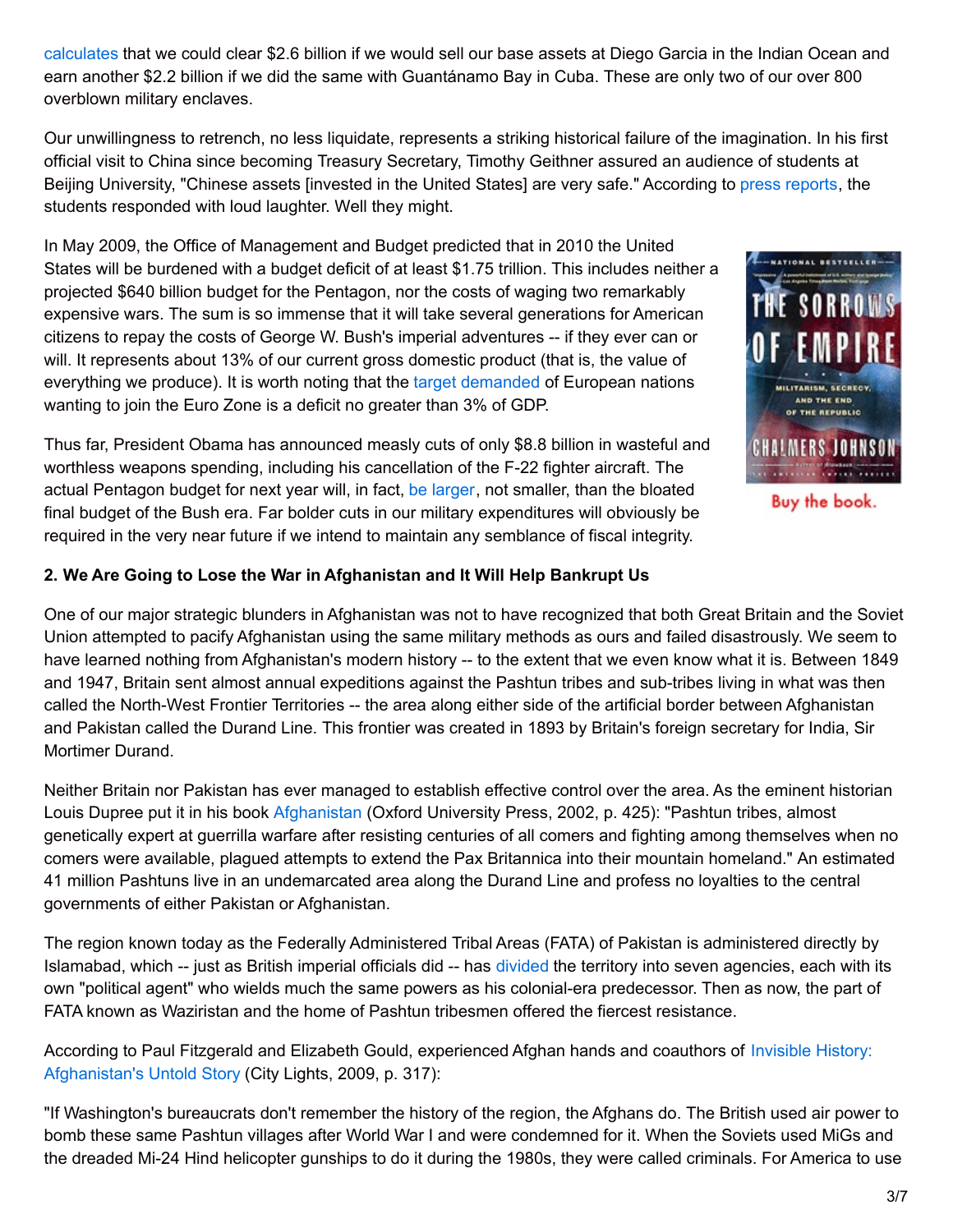calculates that we could clear $2.6 billion if we would sell our base assets at Diego Garcia in the Indian Ocean and earn another $2.2 billion if we did the same with Guantánamo Bay in Cuba. These are only two of our over 800 overblown military enclaves.

Our unwillingness to retrench, no less liquidate, represents a striking historical failure of the imagination. In his first official visit to China since becoming Treasury Secretary, Timothy Geithner assured an audience of students at Beijing University, "Chinese assets [invested in the United States] are very safe." According to press reports, the students responded with loud laughter. Well they might.

In May 2009, the Office of Management and Budget predicted that in 2010 the United States will be burdened with a budget deficit of at least $1.75 trillion. This includes neither a projected $640 billion budget for the Pentagon, nor the costs of waging two remarkably expensive wars. The sum is so immense that it will take several generations for American citizens to repay the costs of George W. Bush's imperial adventures -- if they ever can or will. It represents about 13% of our current gross domestic product (that is, the value of everything we produce). It is worth noting that the target demanded of European nations wanting to join the Euro Zone is a deficit no greater than 3% of GDP.

Thus far, President Obama has announced measly cuts of only $8.8 billion in wasteful and worthless weapons spending, including his cancellation of the F-22 fighter aircraft. The actual Pentagon budget for next year will, in fact, be larger, not smaller, than the bloated final budget of the Bush era. Far bolder cuts in our military expenditures will obviously be required in the very near future if we intend to maintain any semblance of fiscal integrity.

Buy the book.

**2. We Are Going to Lose the War in Afghanistan and It Will Help Bankrupt Us**

One of our major strategic blunders in Afghanistan was not to have recognized that both Great Britain and the Soviet Union attempted to pacify Afghanistan using the same military methods as ours and failed disastrously. We seem to have learned nothing from Afghanistan's modern history -- to the extent that we even know what it is. Between 1849 and 1947, Britain sent almost annual expeditions against the Pashtun tribes and sub-tribes living in what was then called the North-West Frontier Territories -- the area along either side of the artificial border between Afghanistan and Pakistan called the Durand Line. This frontier was created in 1893 by Britain's foreign secretary for India, Sir Mortimer Durand.

Neither Britain nor Pakistan has ever managed to establish effective control over the area. As the eminent historian Louis Dupree put it in his book Afghanistan (Oxford University Press, 2002, p. 425): "Pashtun tribes, almost genetically expert at guerrilla warfare after resisting centuries of all comers and fighting among themselves when no comers were available, plagued attempts to extend the Pax Britannica into their mountain homeland." An estimated 41 million Pashtuns live in an undemarcated area along the Durand Line and profess no loyalties to the central governments of either Pakistan or Afghanistan.

The region known today as the Federally Administered Tribal Areas (FATA) of Pakistan is administered directly by Islamabad, which -- just as British imperial officials did -- has divided the territory into seven agencies, each with its own "political agent" who wields much the same powers as his colonial-era predecessor. Then as now, the part of FATA known as Waziristan and the home of Pashtun tribesmen offered the fiercest resistance.

According to Paul Fitzgerald and Elizabeth Gould, experienced Afghan hands and coauthors of Invisible History: Afghanistan's Untold Story (City Lights, 2009, p. 317):

"If Washington's bureaucrats don't remember the history of the region, the Afghans do. The British used air power to bomb these same Pashtun villages after World War I and were condemned for it. When the Soviets used MiGs and the dreaded Mi-24 Hind helicopter gunships to do it during the 1980s, they were called criminals. For America to use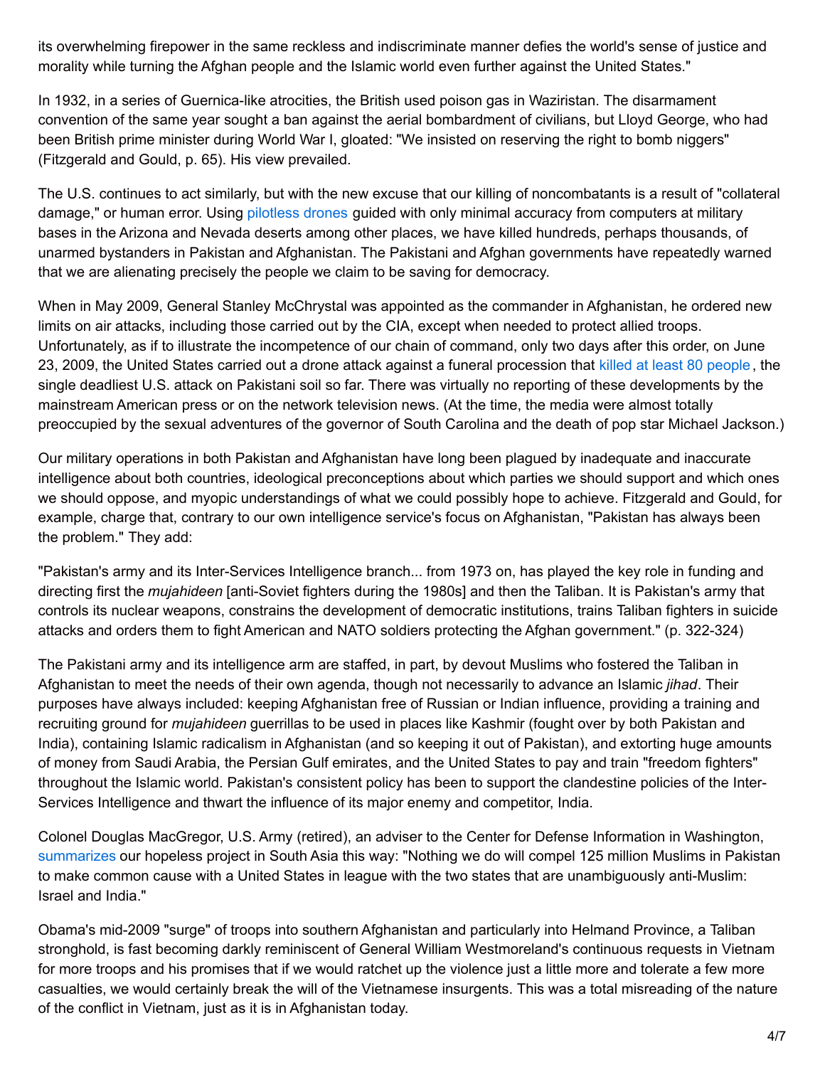its overwhelming firepower in the same reckless and indiscriminate manner defies the world's sense of justice and morality while turning the Afghan people and the Islamic world even further against the United States."

In 1932, in a series of Guernica-like atrocities, the British used poison gas in Waziristan. The disarmament convention of the same year sought a ban against the aerial bombardment of civilians, but Lloyd George, who had been British prime minister during World War I, gloated: "We insisted on reserving the right to bomb niggers" (Fitzgerald and Gould, p. 65). His view prevailed.

The U.S. continues to act similarly, but with the new excuse that our killing of noncombatants is a result of "collateral damage," or human error. Using pilotless drones guided with only minimal accuracy from computers at military bases in the Arizona and Nevada deserts among other places, we have killed hundreds, perhaps thousands, of unarmed bystanders in Pakistan and Afghanistan. The Pakistani and Afghan governments have repeatedly warned that we are alienating precisely the people we claim to be saving for democracy.

When in May 2009, General Stanley McChrystal was appointed as the commander in Afghanistan, he ordered new limits on air attacks, including those carried out by the CIA, except when needed to protect allied troops. Unfortunately, as if to illustrate the incompetence of our chain of command, only two days after this order, on June 23, 2009, the United States carried out a drone attack against a funeral procession that killed at least 80 people, the single deadliest U.S. attack on Pakistani soil so far. There was virtually no reporting of these developments by the mainstream American press or on the network television news. (At the time, the media were almost totally preoccupied by the sexual adventures of the governor of South Carolina and the death of pop star Michael Jackson.)

Our military operations in both Pakistan and Afghanistan have long been plagued by inadequate and inaccurate intelligence about both countries, ideological preconceptions about which parties we should support and which ones we should oppose, and myopic understandings of what we could possibly hope to achieve. Fitzgerald and Gould, for example, charge that, contrary to our own intelligence service's focus on Afghanistan, "Pakistan has always been the problem." They add:

"Pakistan's army and its Inter-Services Intelligence branch... from 1973 on, has played the key role in funding and directing first the *mujahideen* [anti-Soviet fighters during the 1980s] and then the Taliban. It is Pakistan's army that controls its nuclear weapons, constrains the development of democratic institutions, trains Taliban fighters in suicide attacks and orders them to fight American and NATO soldiers protecting the Afghan government." (p. 322-324)

The Pakistani army and its intelligence arm are staffed, in part, by devout Muslims who fostered the Taliban in Afghanistan to meet the needs of their own agenda, though not necessarily to advance an Islamic *jihad*. Their purposes have always included: keeping Afghanistan free of Russian or Indian influence, providing a training and recruiting ground for *mujahideen* guerrillas to be used in places like Kashmir (fought over by both Pakistan and India), containing Islamic radicalism in Afghanistan (and so keeping it out of Pakistan), and extorting huge amounts of money from Saudi Arabia, the Persian Gulf emirates, and the United States to pay and train "freedom fighters" throughout the Islamic world. Pakistan's consistent policy has been to support the clandestine policies of the Inter-Services Intelligence and thwart the influence of its major enemy and competitor, India.

Colonel Douglas MacGregor, U.S. Army (retired), an adviser to the Center for Defense Information in Washington, summarizes our hopeless project in South Asia this way: "Nothing we do will compel 125 million Muslims in Pakistan to make common cause with a United States in league with the two states that are unambiguously anti-Muslim: Israel and India."

Obama's mid-2009 "surge" of troops into southern Afghanistan and particularly into Helmand Province, a Taliban stronghold, is fast becoming darkly reminiscent of General William Westmoreland's continuous requests in Vietnam for more troops and his promises that if we would ratchet up the violence just a little more and tolerate a few more casualties, we would certainly break the will of the Vietnamese insurgents. This was a total misreading of the nature of the conflict in Vietnam, just as it is in Afghanistan today.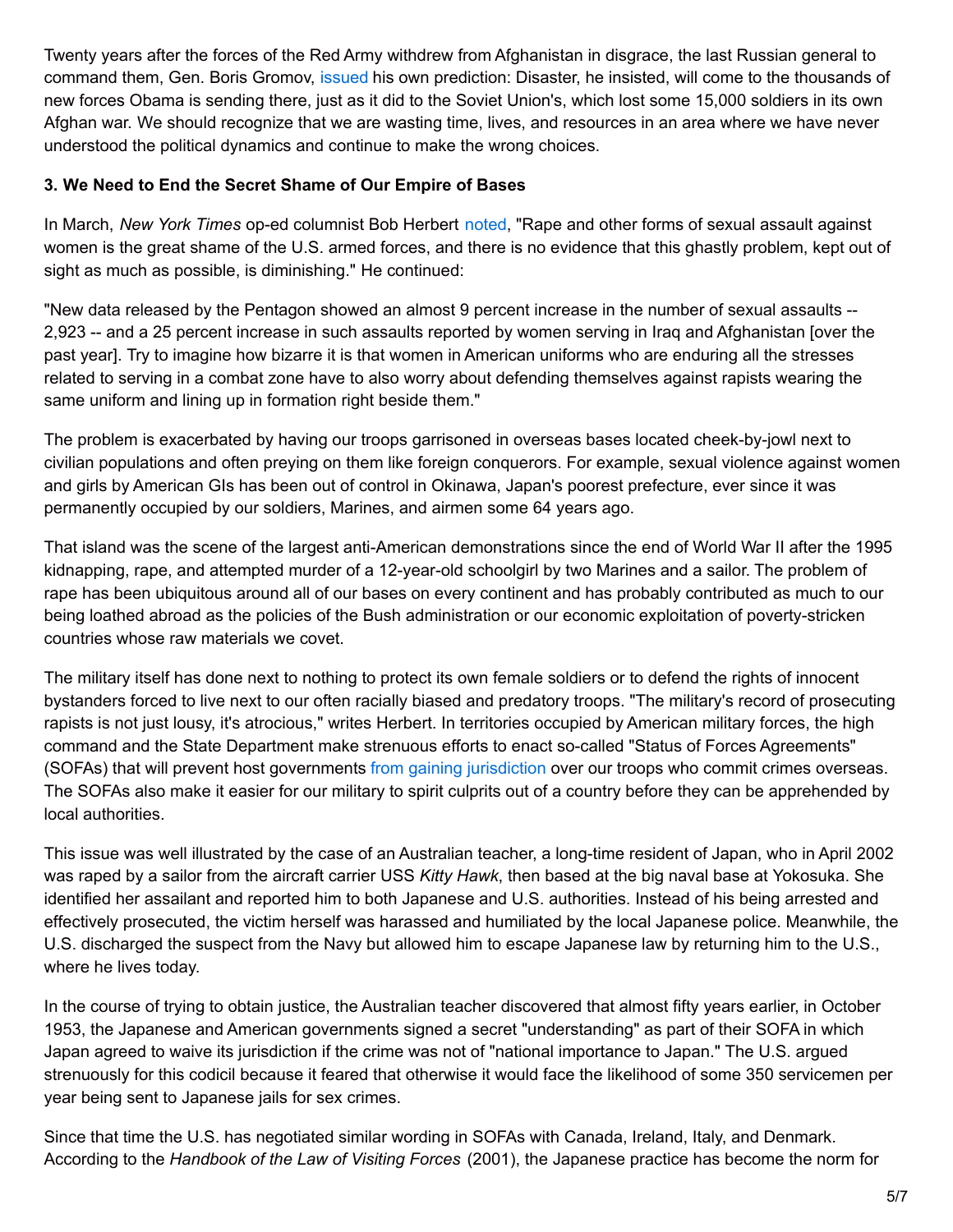Twenty years after the forces of the Red Army withdrew from Afghanistan in disgrace, the last Russian general to command them, Gen. Boris Gromov, issued his own prediction: Disaster, he insisted, will come to the thousands of new forces Obama is sending there, just as it did to the Soviet Union's, which lost some 15,000 soldiers in its own Afghan war. We should recognize that we are wasting time, lives, and resources in an area where we have never understood the political dynamics and continue to make the wrong choices.

**3. We Need to End the Secret Shame of Our Empire of Bases**

In March, *New York Times* op-ed columnist Bob Herbert noted, "Rape and other forms of sexual assault against women is the great shame of the U.S. armed forces, and there is no evidence that this ghastly problem, kept out of sight as much as possible, is diminishing." He continued:

"New data released by the Pentagon showed an almost 9 percent increase in the number of sexual assaults -- 2,923 -- and a 25 percent increase in such assaults reported by women serving in Iraq and Afghanistan [over the past year]. Try to imagine how bizarre it is that women in American uniforms who are enduring all the stresses related to serving in a combat zone have to also worry about defending themselves against rapists wearing the same uniform and lining up in formation right beside them."

The problem is exacerbated by having our troops garrisoned in overseas bases located cheek-by-jowl next to civilian populations and often preying on them like foreign conquerors. For example, sexual violence against women and girls by American GIs has been out of control in Okinawa, Japan's poorest prefecture, ever since it was permanently occupied by our soldiers, Marines, and airmen some 64 years ago.

That island was the scene of the largest anti-American demonstrations since the end of World War II after the 1995 kidnapping, rape, and attempted murder of a 12-year-old schoolgirl by two Marines and a sailor. The problem of rape has been ubiquitous around all of our bases on every continent and has probably contributed as much to our being loathed abroad as the policies of the Bush administration or our economic exploitation of poverty-stricken countries whose raw materials we covet.

The military itself has done next to nothing to protect its own female soldiers or to defend the rights of innocent bystanders forced to live next to our often racially biased and predatory troops. "The military's record of prosecuting rapists is not just lousy, it's atrocious," writes Herbert. In territories occupied by American military forces, the high command and the State Department make strenuous efforts to enact so-called "Status of Forces Agreements" (SOFAs) that will prevent host governments from gaining jurisdiction over our troops who commit crimes overseas. The SOFAs also make it easier for our military to spirit culprits out of a country before they can be apprehended by local authorities.

This issue was well illustrated by the case of an Australian teacher, a long-time resident of Japan, who in April 2002 was raped by a sailor from the aircraft carrier USS *Kitty Hawk*, then based at the big naval base at Yokosuka. She identified her assailant and reported him to both Japanese and U.S. authorities. Instead of his being arrested and effectively prosecuted, the victim herself was harassed and humiliated by the local Japanese police. Meanwhile, the U.S. discharged the suspect from the Navy but allowed him to escape Japanese law by returning him to the U.S., where he lives today.

In the course of trying to obtain justice, the Australian teacher discovered that almost fifty years earlier, in October 1953, the Japanese and American governments signed a secret "understanding" as part of their SOFA in which Japan agreed to waive its jurisdiction if the crime was not of "national importance to Japan." The U.S. argued strenuously for this codicil because it feared that otherwise it would face the likelihood of some 350 servicemen per year being sent to Japanese jails for sex crimes.

Since that time the U.S. has negotiated similar wording in SOFAs with Canada, Ireland, Italy, and Denmark. According to the *Handbook of the Law of Visiting Forces* (2001), the Japanese practice has become the norm for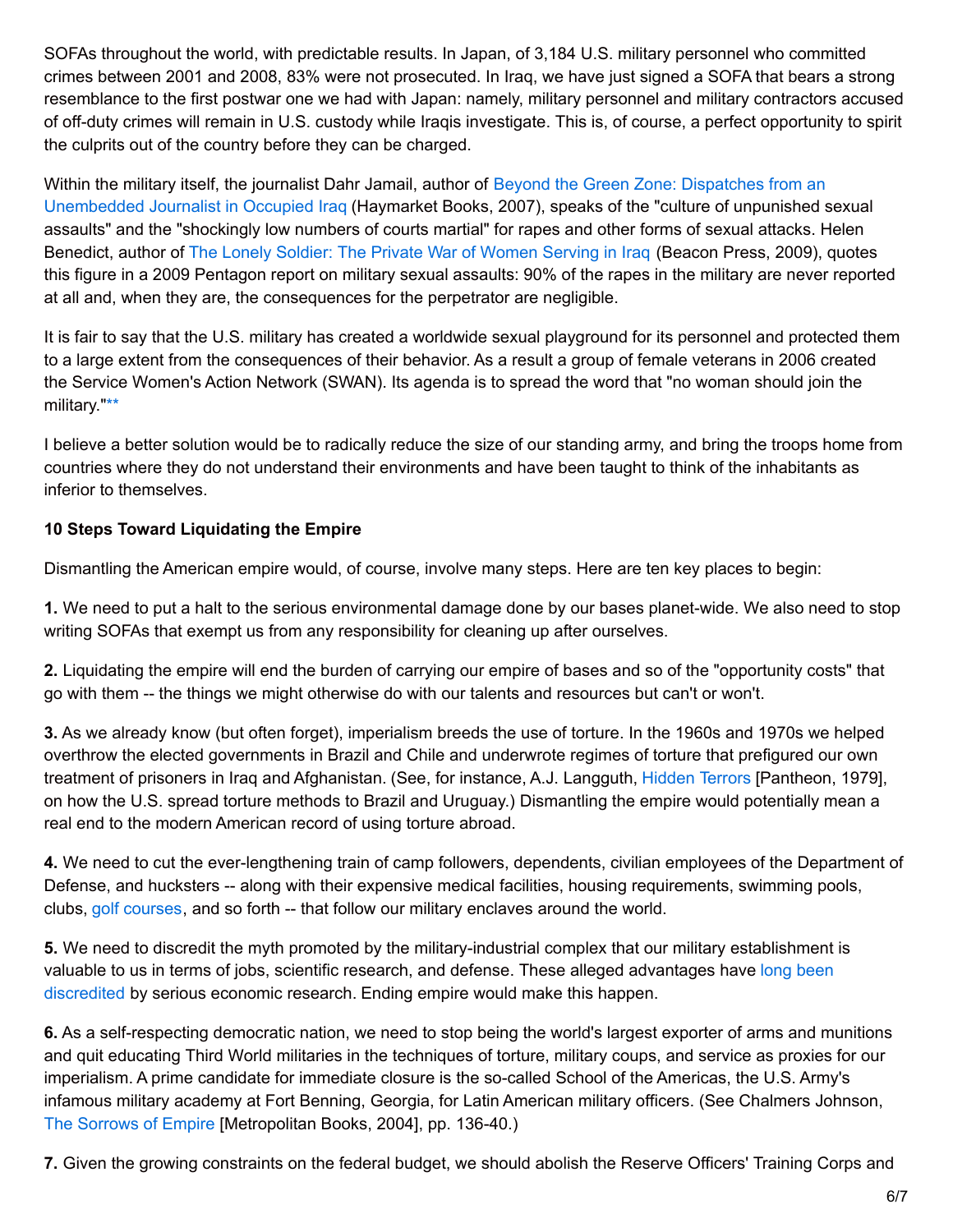SOFAs throughout the world, with predictable results. In Japan, of 3,184 U.S. military personnel who committed crimes between 2001 and 2008, 83% were not prosecuted. In Iraq, we have just signed a SOFA that bears a strong resemblance to the first postwar one we had with Japan: namely, military personnel and military contractors accused of off-duty crimes will remain in U.S. custody while Iraqis investigate. This is, of course, a perfect opportunity to spirit the culprits out of the country before they can be charged.

Within the military itself, the journalist Dahr Jamail, author of Beyond the Green Zone: Dispatches from an Unembedded Journalist in Occupied Iraq (Haymarket Books, 2007), speaks of the "culture of unpunished sexual assaults" and the "shockingly low numbers of courts martial" for rapes and other forms of sexual attacks. Helen Benedict, author of The Lonely Soldier: The Private War of Women Serving in Iraq (Beacon Press, 2009), quotes this figure in a 2009 Pentagon report on military sexual assaults: 90% of the rapes in the military are never reported at all and, when they are, the consequences for the perpetrator are negligible.

It is fair to say that the U.S. military has created a worldwide sexual playground for its personnel and protected them to a large extent from the consequences of their behavior. As a result a group of female veterans in 2006 created the Service Women's Action Network (SWAN). Its agenda is to spread the word that "no woman should join the military."**

I believe a better solution would be to radically reduce the size of our standing army, and bring the troops home from countries where they do not understand their environments and have been taught to think of the inhabitants as inferior to themselves.

**10 Steps Toward Liquidating the Empire**

Dismantling the American empire would, of course, involve many steps. Here are ten key places to begin:

**1.** We need to put a halt to the serious environmental damage done by our bases planet-wide. We also need to stop writing SOFAs that exempt us from any responsibility for cleaning up after ourselves.

**2.** Liquidating the empire will end the burden of carrying our empire of bases and so of the "opportunity costs" that go with them -- the things we might otherwise do with our talents and resources but can't or won't.

**3.** As we already know (but often forget), imperialism breeds the use of torture. In the 1960s and 1970s we helped overthrow the elected governments in Brazil and Chile and underwrote regimes of torture that prefigured our own treatment of prisoners in Iraq and Afghanistan. (See, for instance, A.J. Langguth, Hidden Terrors [Pantheon, 1979], on how the U.S. spread torture methods to Brazil and Uruguay.) Dismantling the empire would potentially mean a real end to the modern American record of using torture abroad.

**4.** We need to cut the ever-lengthening train of camp followers, dependents, civilian employees of the Department of Defense, and hucksters -- along with their expensive medical facilities, housing requirements, swimming pools, clubs, golf courses, and so forth -- that follow our military enclaves around the world.

**5.** We need to discredit the myth promoted by the military-industrial complex that our military establishment is valuable to us in terms of jobs, scientific research, and defense. These alleged advantages have long been discredited by serious economic research. Ending empire would make this happen.

**6.** As a self-respecting democratic nation, we need to stop being the world's largest exporter of arms and munitions and quit educating Third World militaries in the techniques of torture, military coups, and service as proxies for our imperialism. A prime candidate for immediate closure is the so-called School of the Americas, the U.S. Army's infamous military academy at Fort Benning, Georgia, for Latin American military officers. (See Chalmers Johnson, The Sorrows of Empire [Metropolitan Books, 2004], pp. 136-40.)

**7.** Given the growing constraints on the federal budget, we should abolish the Reserve Officers' Training Corps and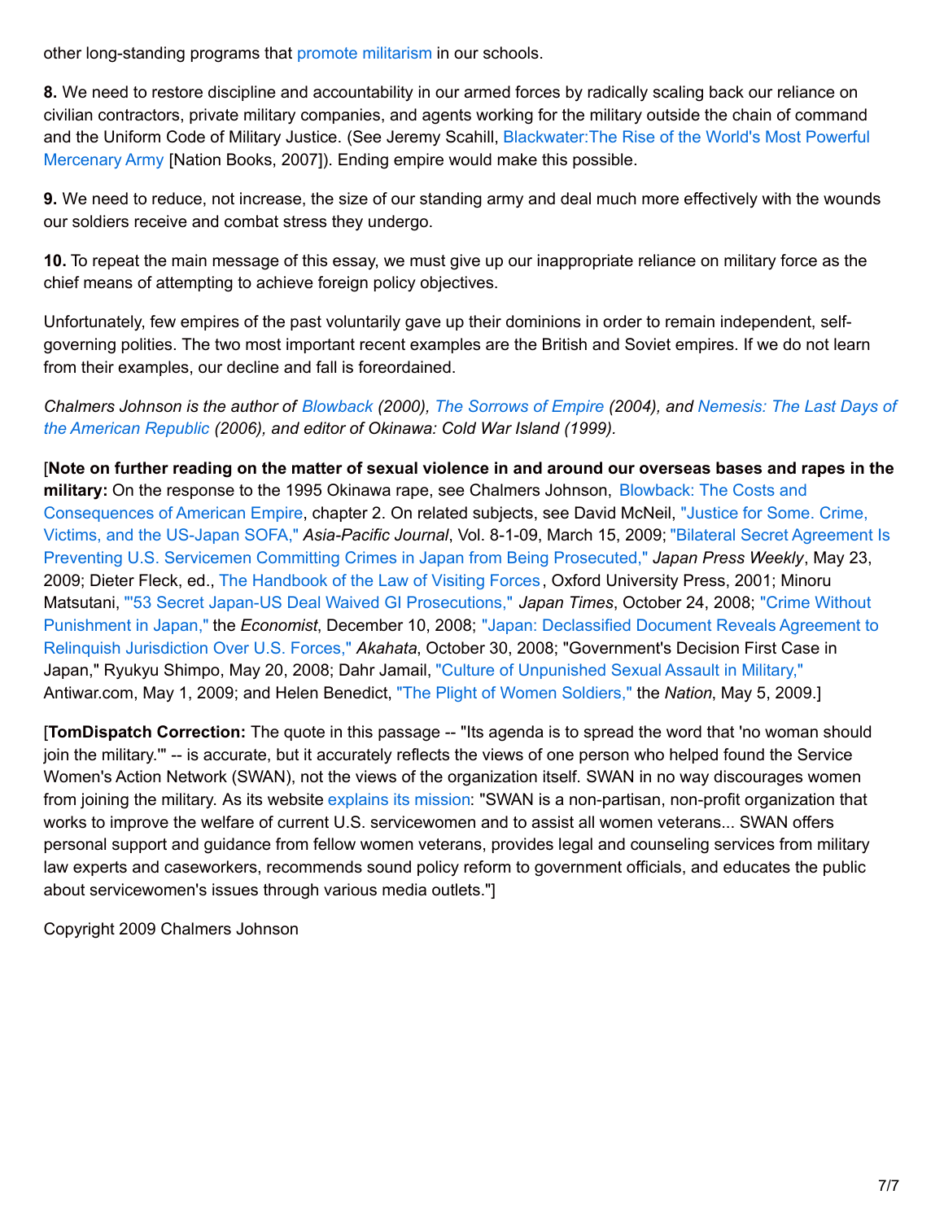other long-standing programs that promote militarism in our schools.

**8.** We need to restore discipline and accountability in our armed forces by radically scaling back our reliance on civilian contractors, private military companies, and agents working for the military outside the chain of command and the Uniform Code of Military Justice. (See Jeremy Scahill, Blackwater:The Rise of the World's Most Powerful Mercenary Army [Nation Books, 2007]). Ending empire would make this possible.

**9.** We need to reduce, not increase, the size of our standing army and deal much more effectively with the wounds our soldiers receive and combat stress they undergo.

**10.** To repeat the main message of this essay, we must give up our inappropriate reliance on military force as the chief means of attempting to achieve foreign policy objectives.

Unfortunately, few empires of the past voluntarily gave up their dominions in order to remain independent, self-governing polities. The two most important recent examples are the British and Soviet empires. If we do not learn from their examples, our decline and fall is foreordained.

*Chalmers Johnson is the author of Blowback (2000), The Sorrows of Empire (2004), and Nemesis: The Last Days of the American Republic (2006), and editor of Okinawa: Cold War Island (1999).*

[**Note on further reading on the matter of sexual violence in and around our overseas bases and rapes in the military:** On the response to the 1995 Okinawa rape, see Chalmers Johnson, Blowback: The Costs and Consequences of American Empire, chapter 2. On related subjects, see David McNeil, "Justice for Some. Crime, Victims, and the US-Japan SOFA," *Asia-Pacific Journal*, Vol. 8-1-09, March 15, 2009; "Bilateral Secret Agreement Is Preventing U.S. Servicemen Committing Crimes in Japan from Being Prosecuted," *Japan Press Weekly*, May 23, 2009; Dieter Fleck, ed., The Handbook of the Law of Visiting Forces, Oxford University Press, 2001; Minoru Matsutani, "'53 Secret Japan-US Deal Waived GI Prosecutions," *Japan Times*, October 24, 2008; "Crime Without Punishment in Japan," the *Economist*, December 10, 2008; "Japan: Declassified Document Reveals Agreement to Relinquish Jurisdiction Over U.S. Forces," *Akahata*, October 30, 2008; "Government's Decision First Case in Japan," Ryukyu Shimpo, May 20, 2008; Dahr Jamail, "Culture of Unpunished Sexual Assault in Military," Antiwar.com, May 1, 2009; and Helen Benedict, "The Plight of Women Soldiers," the *Nation*, May 5, 2009.]

[**TomDispatch Correction:** The quote in this passage -- "Its agenda is to spread the word that 'no woman should join the military.'" -- is accurate, but it accurately reflects the views of one person who helped found the Service Women's Action Network (SWAN), not the views of the organization itself. SWAN in no way discourages women from joining the military. As its website explains its mission: "SWAN is a non-partisan, non-profit organization that works to improve the welfare of current U.S. servicewomen and to assist all women veterans... SWAN offers personal support and guidance from fellow women veterans, provides legal and counseling services from military law experts and caseworkers, recommends sound policy reform to government officials, and educates the public about servicewomen's issues through various media outlets."]

Copyright 2009 Chalmers Johnson